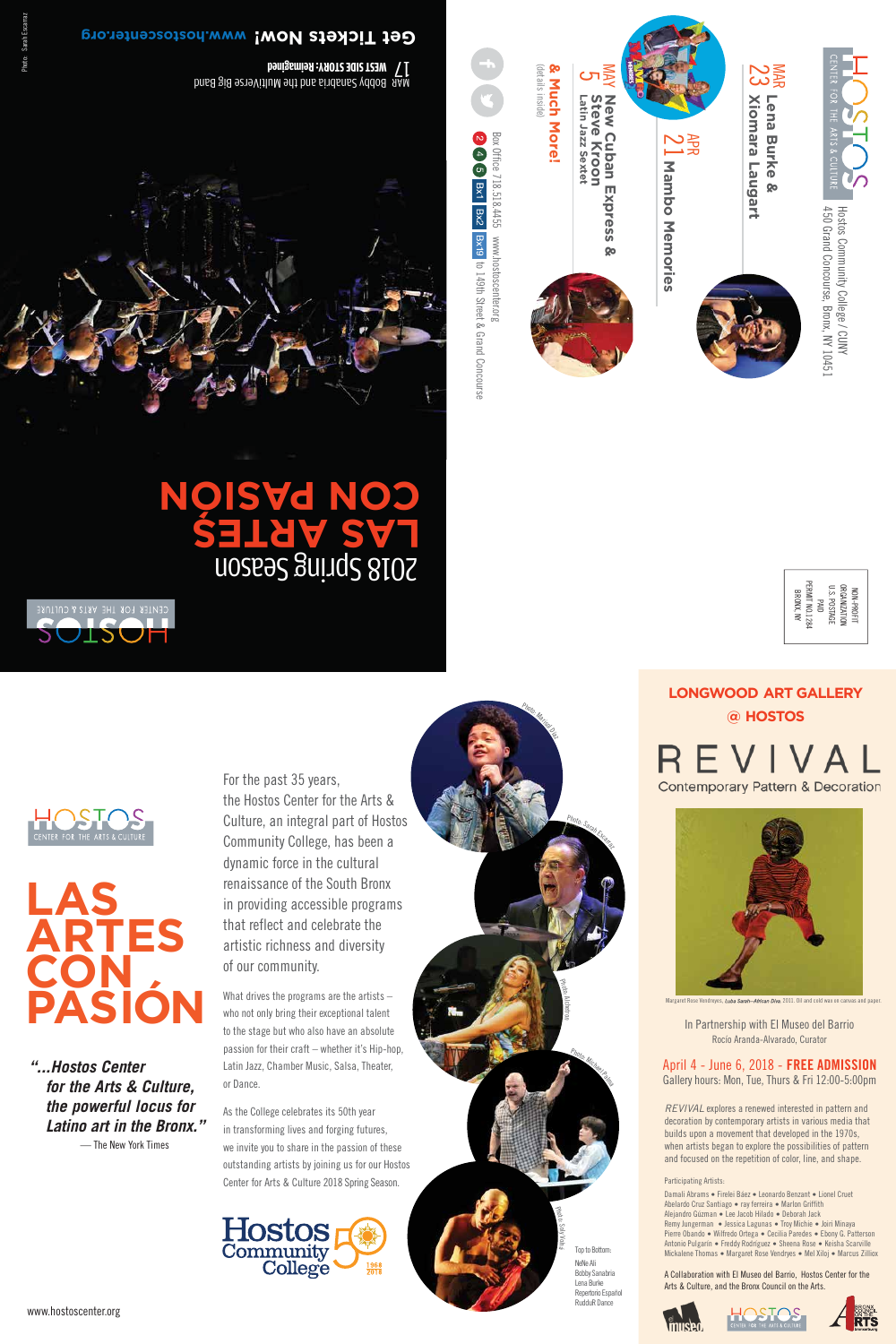# HOSTOS
CENTER FOR THE ARTS & CULTURE

2018 Spring Season

# LAS ARTES CON PASIÓN

MAR 17 **WEST SIDE STORY: Reimagined**
Bobby Sanabria and the Multiverse Big Band

**Get Tickets Now!** www.hostoscenter.org

Photo: Sarah Escarraz

---

HOSTOS
CENTER FOR THE ARTS & CULTURE

Hostos Community College / CUNY
450 Grand Concourse, Bronx, NY 10451

NON-PROFIT ORGANIZATION
U.S. POSTAGE
PAID
PERMIT NO.1284
BRONX, NY

MAR 23 **Lena Burke & Xiomara Laugart**

APR 21 **Mambo Memories**

MAY 5 **New Cuban Express & Steve Kroon Latin Jazz Sextet**

**& Much More!**
(details inside)

Box Office 718.518.4455 www.hostoscenter.org

2 4 5 Bx1 Bx2 Bx19 to 149th Street & Grand Concourse

---

HOSTOS
CENTER FOR THE ARTS & CULTURE

# LAS ARTES CON PASIÓN

*"...Hostos Center for the Arts & Culture, the powerful locus for Latino art in the Bronx."*
— The New York Times

For the past 35 years, the Hostos Center for the Arts & Culture, an integral part of Hostos Community College, has been a dynamic force in the cultural renaissance of the South Bronx in providing accessible programs that reflect and celebrate the artistic richness and diversity of our community.

What drives the programs are the artists – who not only bring their exceptional talent to the stage but who also have an absolute passion for their craft – whether it's Hip-hop, Latin Jazz, Chamber Music, Salsa, Theater, or Dance.

As the College celebrates its 50th year in transforming lives and forging futures, we invite you to share in the passion of these outstanding artists by joining us for our Hostos Center for Arts & Culture 2018 Spring Season.

Hostos Community College 50 1968 2018

Photo: Marisol Díaz
Photo: Sarah Escarraz
Photo: Ana Alcheman
Photo: Michael Palma
Photo: Sally Vicha

Top to Bottom:
NeNe Ali
Bobby Sanabria
Lena Burke
Repertorio Español
RuddyR Dance

www.hostoscenter.org

---

## LONGWOOD ART GALLERY @ HOSTOS

# REVIVAL
Contemporary Pattern & Decoration

Margaret Rose Vendryes, *Luba Sarah—African Diva*, 2013. Oil and cold wax on canvas and paper.

In Partnership with El Museo del Barrio
Rocío Aranda-Alvarado, Curator

April 4 - June 6, 2018 - **FREE ADMISSION**
Gallery hours: Mon, Tue, Thurs & Fri 12:00-5:00pm

*REVIVAL* explores a renewed interested in pattern and decoration by contemporary artists in various media that builds upon a movement that developed in the 1970s, when artists began to explore the possibilities of pattern and focused on the repetition of color, line, and shape.

Participating Artists:
Damali Abrams • Firelei Báez • Leonardo Benzant • Lionel Cruet
Abelardo Cruz Santiago • ray ferreira • Marlon Griffith
Alejandro Gúzman • Lee Jacob Hilado • Deborah Jack
Remy Jungerman • Jessica Lagunas • Troy Michie • Jairi Minaya
Pierre Obando • Wilfredo Ortega • Cecilia Paredes • Ebony G. Patterson
Antonio Pulgarin • Freddy Rodríguez • Sheena Rose • Keisha Scarville
Mickalene Thomas • Margaret Rose Vendryes • Mel Xiloj • Marcus Zilliox

A Collaboration with El Museo del Barrio, Hostos Center for the Arts & Culture, and the Bronx Council on the Arts.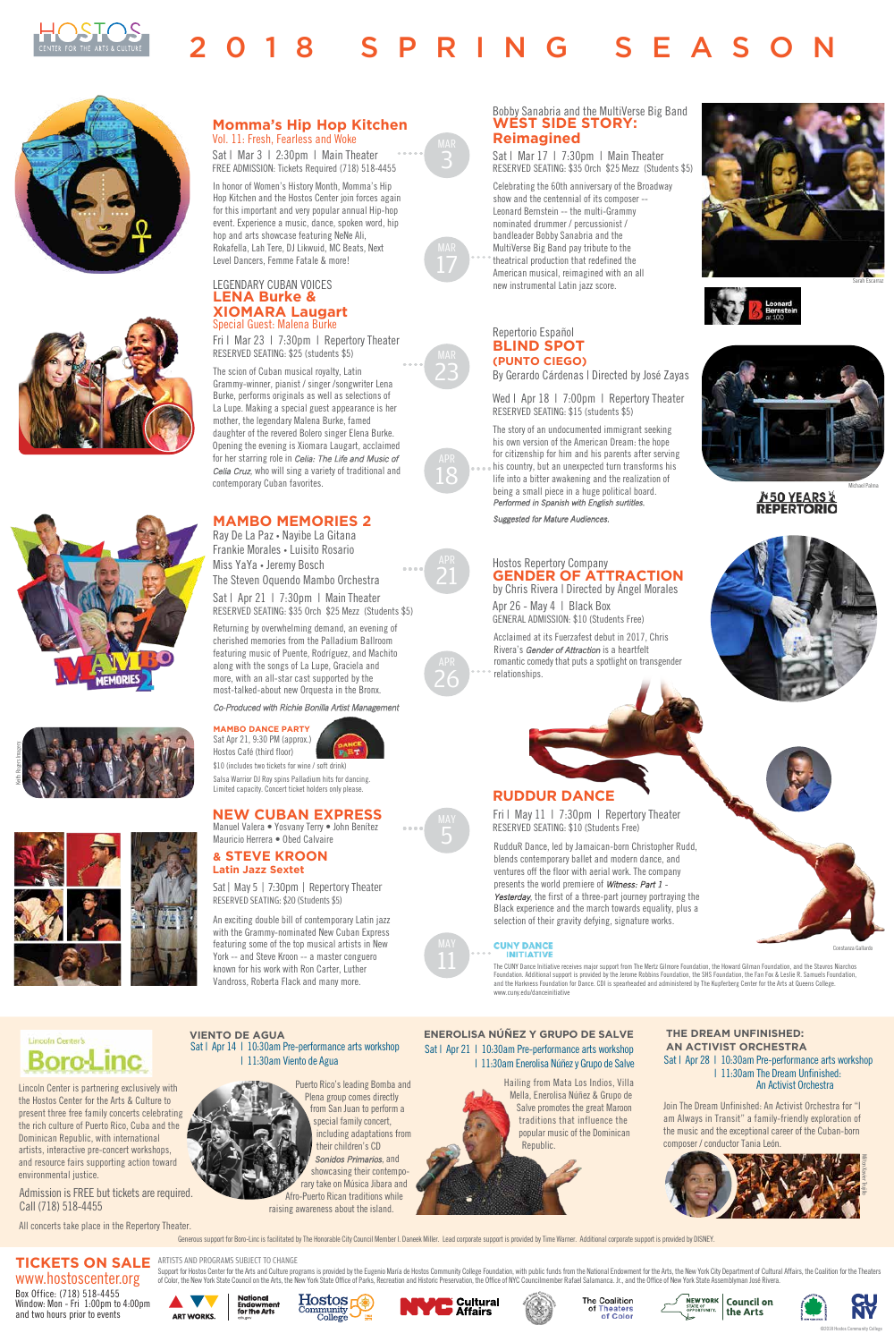# HOSTOS CENTER FOR THE ARTS & CULTURE

# 2018 SPRING SEASON

## Momma's Hip Hop Kitchen

Vol. 11: Fresh, Fearless and Woke

MAR 3

Sat | Mar 3 | 2:30pm | Main Theater
FREE ADMISSION: Tickets Required (718) 518-4455

In honor of Women's History Month, Momma's Hip Hop Kitchen and the Hostos Center join forces again for this important and very popular annual Hip-hop event. Experience a music, dance, spoken word, hip hop and arts showcase featuring NeNe Ali, Rokafella, Lah Tere, DJ Likwuid, MC Beats, Next Level Dancers, Femme Fatale & more!

Bobby Sanabria and the MultiVerse Big Band

## WEST SIDE STORY: Reimagined

MAR 17

Sat | Mar 17 | 7:30pm | Main Theater
RESERVED SEATING: $35 Orch $25 Mezz (Students $5)

Celebrating the 60th anniversary of the Broadway show and the centennial of its composer -- Leonard Bernstein -- the multi-Grammy nominated drummer / percussionist / bandleader Bobby Sanabria and the MultiVerse Big Band pay tribute to the theatrical production that redefined the American musical, reimagined with an all new instrumental Latin jazz score.

Sarah Escarraz

Leonard Bernstein at 100

LEGENDARY CUBAN VOICES

## LENA Burke & XIOMARA Laugart

Special Guest: Malena Burke

MAR 23

Fri | Mar 23 | 7:30pm | Repertory Theater
RESERVED SEATING: $25 (students $5)

The scion of Cuban musical royalty, Latin Grammy-winner, pianist / singer /songwriter Lena Burke, performs originals as well as selections of La Lupe. Making a special guest appearance is her mother, the legendary Malena Burke, famed daughter of the revered Bolero singer Elena Burke. Opening the evening is Xiomara Laugart, acclaimed for her starring role in *Celia: The Life and Music of Celia Cruz*, who will sing a variety of traditional and contemporary Cuban favorites.

Repertorio Español

## BLIND SPOT (PUNTO CIEGO)

By Gerardo Cárdenas | Directed by José Zayas

APR 18

Wed | Apr 18 | 7:00pm | Repertory Theater
RESERVED SEATING: $15 (students $5)

The story of an undocumented immigrant seeking his own version of the American Dream: the hope for citizenship for him and his parents after serving his country, but an unexpected turn transforms his life into a bitter awakening and the realization of being a small piece in a huge political board. *Performed in Spanish with English surtitles.*

*Suggested for Mature Audiences.*

Michael Palma

50 YEARS REPERTORIO

## MAMBO MEMORIES 2

Ray De La Paz • Nayibe La Gitana
Frankie Morales • Luisito Rosario
Miss YaYa • Jeremy Bosch
The Steven Oquendo Mambo Orchestra

APR 21

Sat | Apr 21 | 7:30pm | Main Theater
RESERVED SEATING: $35 Orch $25 Mezz (Students $5)

Returning by overwhelming demand, an evening of cherished memories from the Palladium Ballroom featuring music of Puente, Rodriguez, and Machito along with the songs of La Lupe, Graciela and more, with an all-star cast supported by the most-talked-about new Orquesta in the Bronx.

*Co-Produced with Richie Bonilla Artist Management*

MAMBO DANCE PARTY
Sat Apr 21, 9:30 PM (approx.)
Hostos Café (third floor)
$10 (includes two tickets for wine / soft drink)
Salsa Warrior DJ Roy spins Palladium hits for dancing.
Limited capacity. Concert ticket holders only please.

Keith Rogers Images

Hostos Repertory Company

## GENDER OF ATTRACTION

by Chris Rivera | Directed by Ángel Morales

APR 26

Apr 26 - May 4 | Black Box
GENERAL ADMISSION: $10 (Students Free)

Acclaimed at its Fuerzafest debut in 2017, Chris Rivera's *Gender of Attraction* is a heartfelt romantic comedy that puts a spotlight on transgender relationships.

## NEW CUBAN EXPRESS

Manuel Valera • Yosvany Terry • John Benitez
Mauricio Herrera • Obed Calvaire

## & STEVE KROON Latin Jazz Sextet

MAY 5

Sat | May 5 | 7:30pm | Repertory Theater
RESERVED SEATING: $20 (Students $5)

An exciting double bill of contemporary Latin jazz with the Grammy-nominated New Cuban Express featuring some of the top musical artists in New York -- and Steve Kroon -- a master conguero known for his work with Ron Carter, Luther Vandross, Roberta Flack and many more.

## RUDDUR DANCE

MAY 11

Fri | May 11 | 7:30pm | Repertory Theater
RESERVED SEATING: $10 (Students Free)

RudduR Dance, led by Jamaican-born Christopher Rudd, blends contemporary ballet and modern dance, and ventures off the floor with aerial work. The company presents the world premiere of *Witness: Part 1 - Yesterday*, the first of a three-part journey portraying the Black experience and the march towards equality, plus a selection of their gravity defying, signature works.

Constanza Gallardo

CUNY DANCE INITIATIVE

The CUNY Dance Initiative receives major support from The Mertz Gilmore Foundation, the Howard Gilman Foundation, and the Stavros Niarchos Foundation. Additional support is provided by the Jerome Robbins Foundation, the SHS Foundation, the Fan Fox & Leslie R. Samuels Foundation, and the Harkness Foundation for Dance. CDI is spearheaded and administered by The Kupferberg Center for the Arts at Queens College. www.cuny.edu/danceinitiative

---

Lincoln Center's

## Boro-Linc

Lincoln Center is partnering exclusively with the Hostos Center for the Arts & Culture to present three free family concerts celebrating the rich culture of Puerto Rico, Cuba and the Dominican Republic, with international artists, interactive pre-concert workshops, and resource fairs supporting action toward environmental justice.

Admission is FREE but tickets are required. Call (718) 518-4455

All concerts take place in the Repertory Theater.

### VIENTO DE AGUA

Sat | Apr 14 | 10:30am Pre-performance arts workshop
| 11:30am Viento de Agua

Puerto Rico's leading Bomba and Plena group comes directly from San Juan to perform a special family concert, including adaptations from their children's CD *Sonidos Primarios*, and showcasing their contemporary take on Música Jíbara and Afro-Puerto Rican traditions while raising awareness about the island.

### ENEROLISA NÚÑEZ Y GRUPO DE SALVE

Sat | Apr 21 | 10:30am Pre-performance arts workshop
| 11:30am Enerolisa Núñez y Grupo de Salve

Hailing from Mata Los Indios, Villa Mella, Enerolisa Núñez & Grupo de Salve promotes the great Maroon traditions that influence the popular music of the Dominican Republic.

### THE DREAM UNFINISHED: AN ACTIVIST ORCHESTRA

Sat | Apr 28 | 10:30am Pre-performance arts workshop
| 11:30am The Dream Unfinished: An Activist Orchestra

Join The Dream Unfinished: An Activist Orchestra for "I am Always in Transit" a family-friendly exploration of the music and the exceptional career of the Cuban-born composer / conductor Tania León.

Generous support for Boro-Linc is facilitated by The Honorable City Council Member I. Daneek Miller. Lead corporate support is provided by Time Warner. Additional corporate support is provided by DISNEY.

---

## TICKETS ON SALE

www.hostoscenter.org

Box Office: (718) 518-4455
Window: Mon - Fri 1:00pm to 4:00pm and two hours prior to events

ARTISTS AND PROGRAMS SUBJECT TO CHANGE

Support for Hostos Center for the Arts and Culture programs is provided by the Eugenio María de Hostos Community College Foundation, with public funds from the National Endowment for the Arts, the New York City Department of Cultural Affairs, the Coalition for the Theaters of Color, the New York State Council on the Arts, the New York State Office of Parks, Recreation and Historic Preservation, the Office of NYC Councilmember Rafael Salamanca, Jr., and the Office of New York State Assemblyman José Rivera.

ART WORKS. | National Endowment for the Arts | Hostos Community College | NYC Cultural Affairs | The Coalition of Theaters of Color | New York State of Opportunity. Council on the Arts | CUNY

©2018 Hostos Community College